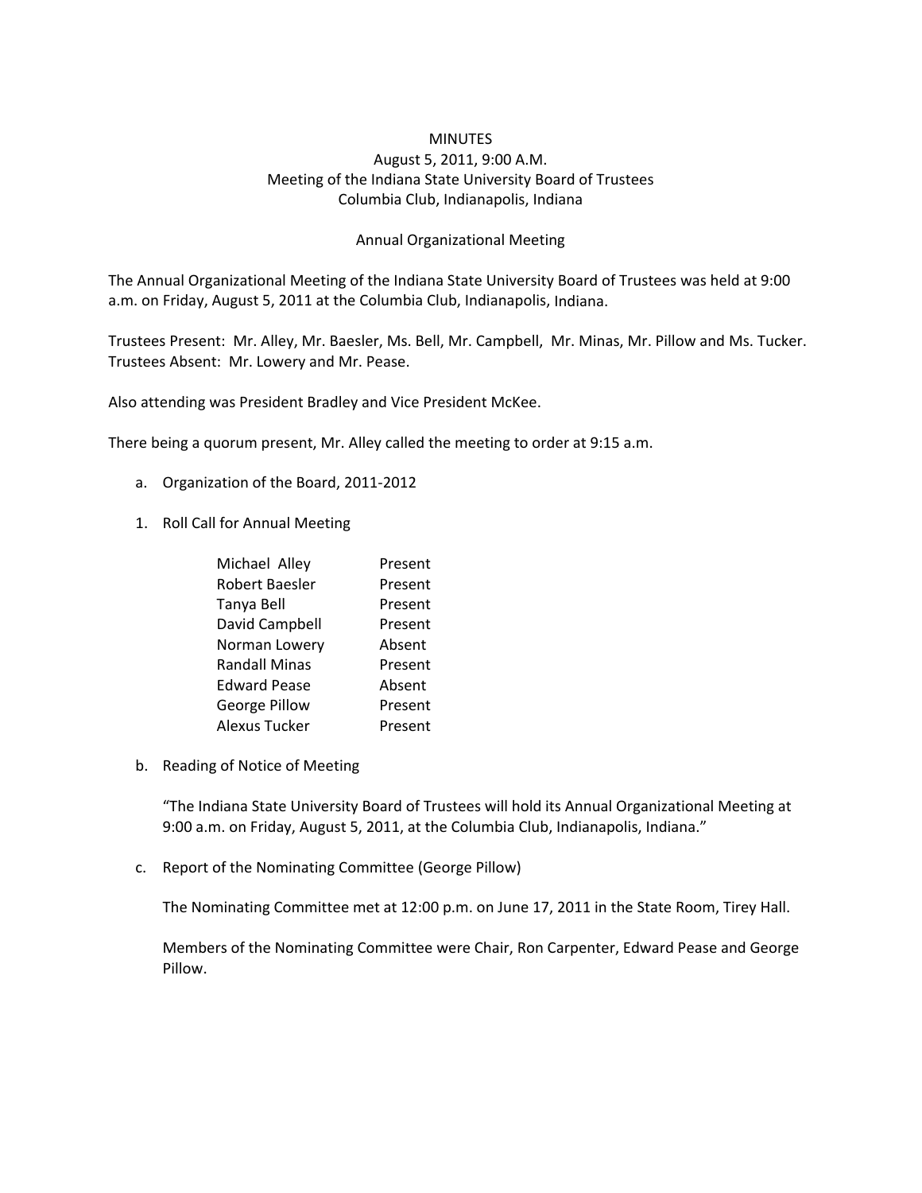MINUTES
August 5, 2011, 9:00 A.M.
Meeting of the Indiana State University Board of Trustees
Columbia Club, Indianapolis, Indiana

Annual Organizational Meeting

The Annual Organizational Meeting of the Indiana State University Board of Trustees was held at 9:00 a.m. on Friday, August 5, 2011 at the Columbia Club, Indianapolis, Indiana.

Trustees Present: Mr. Alley, Mr. Baesler, Ms. Bell, Mr. Campbell, Mr. Minas, Mr. Pillow and Ms. Tucker.
Trustees Absent: Mr. Lowery and Mr. Pease.

Also attending was President Bradley and Vice President McKee.

There being a quorum present, Mr. Alley called the meeting to order at 9:15 a.m.

a. Organization of the Board, 2011-2012

1. Roll Call for Annual Meeting

| | |
|---|---|
| Michael Alley | Present |
| Robert Baesler | Present |
| Tanya Bell | Present |
| David Campbell | Present |
| Norman Lowery | Absent |
| Randall Minas | Present |
| Edward Pease | Absent |
| George Pillow | Present |
| Alexus Tucker | Present |

b. Reading of Notice of Meeting

   "The Indiana State University Board of Trustees will hold its Annual Organizational Meeting at 9:00 a.m. on Friday, August 5, 2011, at the Columbia Club, Indianapolis, Indiana."

c. Report of the Nominating Committee (George Pillow)

   The Nominating Committee met at 12:00 p.m. on June 17, 2011 in the State Room, Tirey Hall.

   Members of the Nominating Committee were Chair, Ron Carpenter, Edward Pease and George Pillow.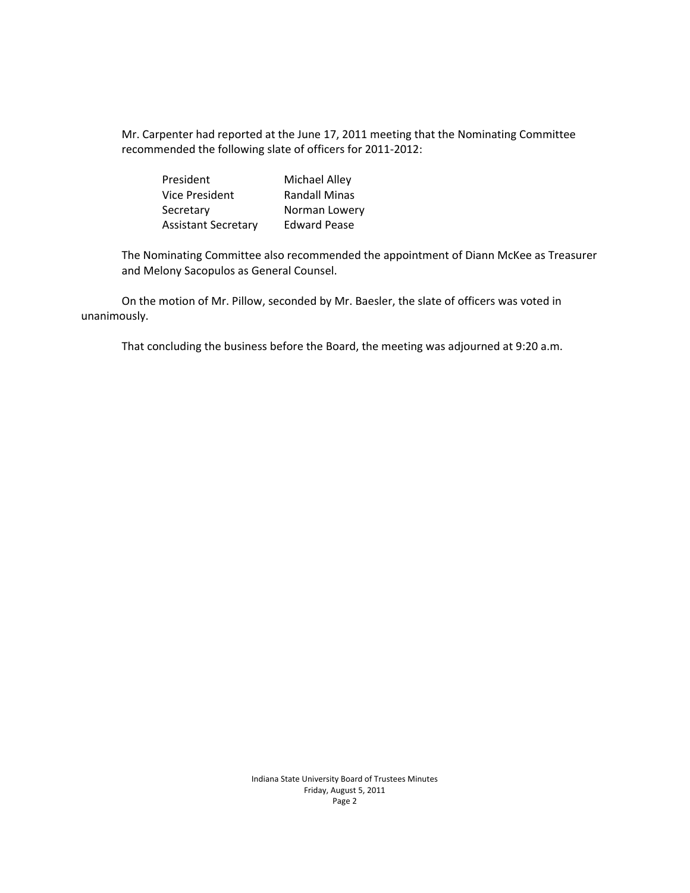Mr. Carpenter had reported at the June 17, 2011 meeting that the Nominating Committee recommended the following slate of officers for 2011-2012:

| | |
|---|---|
| President | Michael Alley |
| Vice President | Randall Minas |
| Secretary | Norman Lowery |
| Assistant Secretary | Edward Pease |

The Nominating Committee also recommended the appointment of Diann McKee as Treasurer and Melony Sacopulos as General Counsel.

On the motion of Mr. Pillow, seconded by Mr. Baesler, the slate of officers was voted in unanimously.

That concluding the business before the Board, the meeting was adjourned at 9:20 a.m.